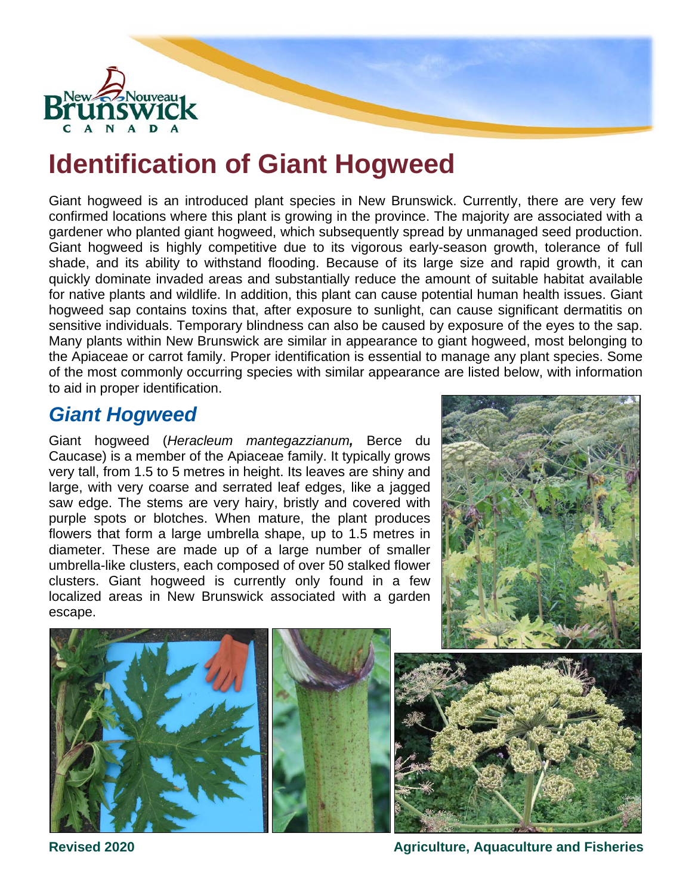# Identification of Giant Hogweed

Giant hogweed is an introduced plant species in New Brunswick. Currently, there are very few confirmed locations where this plant is growing in the province. The majority are associated with a gardener who planted giant hogweed, which subsequently spread by unmanaged seed production. Giant hogweed is highly competitive due to its vigorous early-season growth, tolerance of full shade, and its ability to withstand flooding. Because of its large size and rapid growth, it can quickly dominate invaded areas and substantially reduce the amount of suitable habitat available for native plants and wildlife. In addition, this plant can cause potential human health issues. Giant hogweed sap contains toxins that, after exposure to sunlight, can cause significant dermatitis on sensitive individuals. Temporary blindness can also be caused by exposure of the eyes to the sap. Many plants within New Brunswick are similar in appearance to giant hogweed, most belonging to the Apiaceae or carrot family. Proper identification is essential to manage any plant species. Some of the most commonly occurring species with similar appearance are listed below, with information to aid in proper identification.

## *Giant Hogweed*

Giant hogweed (*Heracleum mantegazzianum*, Berce du Caucase) is a member of the Apiaceae family. It typically grows very tall, from 1.5 to 5 metres in height. Its leaves are shiny and large, with very coarse and serrated leaf edges, like a jagged saw edge. The stems are very hairy, bristly and covered with purple spots or blotches. When mature, the plant produces flowers that form a large umbrella shape, up to 1.5 metres in diameter. These are made up of a large number of smaller umbrella-like clusters, each composed of over 50 stalked flower clusters. Giant hogweed is currently only found in a few localized areas in New Brunswick associated with a garden escape.

**Revised 2020** **Agriculture, Aquaculture and Fisheries**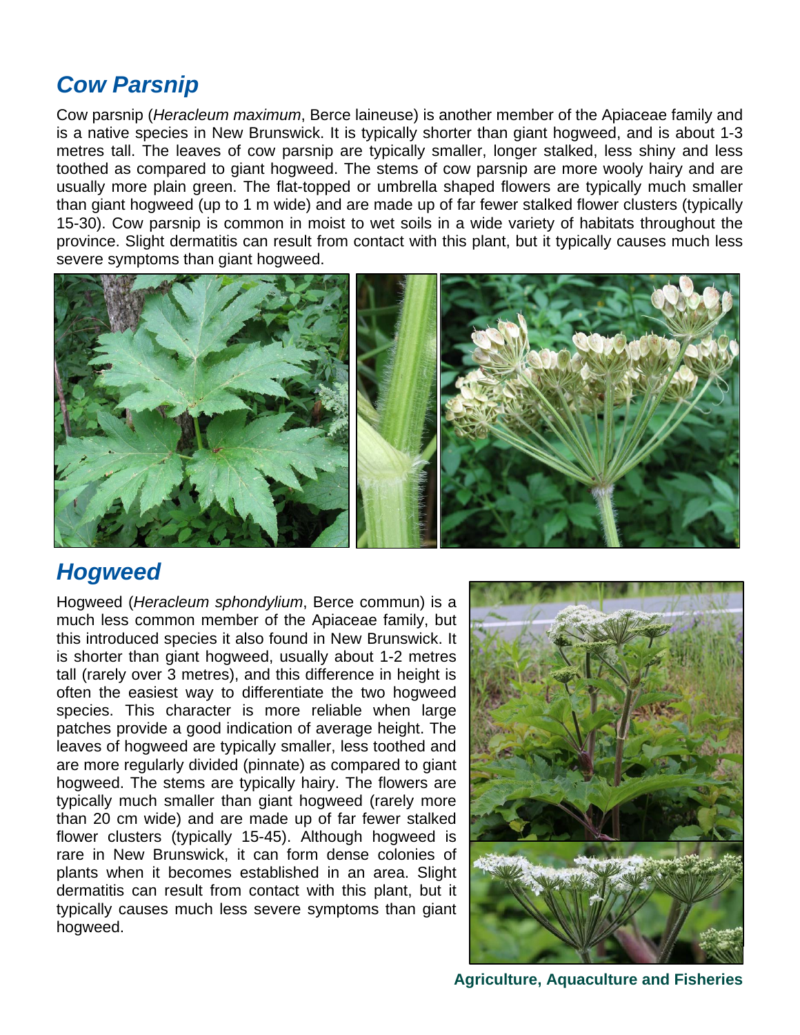## *Cow Parsnip*

Cow parsnip (*Heracleum maximum*, Berce laineuse) is another member of the Apiaceae family and is a native species in New Brunswick. It is typically shorter than giant hogweed, and is about 1-3 metres tall. The leaves of cow parsnip are typically smaller, longer stalked, less shiny and less toothed as compared to giant hogweed. The stems of cow parsnip are more wooly hairy and are usually more plain green. The flat-topped or umbrella shaped flowers are typically much smaller than giant hogweed (up to 1 m wide) and are made up of far fewer stalked flower clusters (typically 15-30). Cow parsnip is common in moist to wet soils in a wide variety of habitats throughout the province. Slight dermatitis can result from contact with this plant, but it typically causes much less severe symptoms than giant hogweed.

## *Hogweed*

Hogweed (*Heracleum sphondylium*, Berce commun) is a much less common member of the Apiaceae family, but this introduced species it also found in New Brunswick. It is shorter than giant hogweed, usually about 1-2 metres tall (rarely over 3 metres), and this difference in height is often the easiest way to differentiate the two hogweed species. This character is more reliable when large patches provide a good indication of average height. The leaves of hogweed are typically smaller, less toothed and are more regularly divided (pinnate) as compared to giant hogweed. The stems are typically hairy. The flowers are typically much smaller than giant hogweed (rarely more than 20 cm wide) and are made up of far fewer stalked flower clusters (typically 15-45). Although hogweed is rare in New Brunswick, it can form dense colonies of plants when it becomes established in an area. Slight dermatitis can result from contact with this plant, but it typically causes much less severe symptoms than giant hogweed.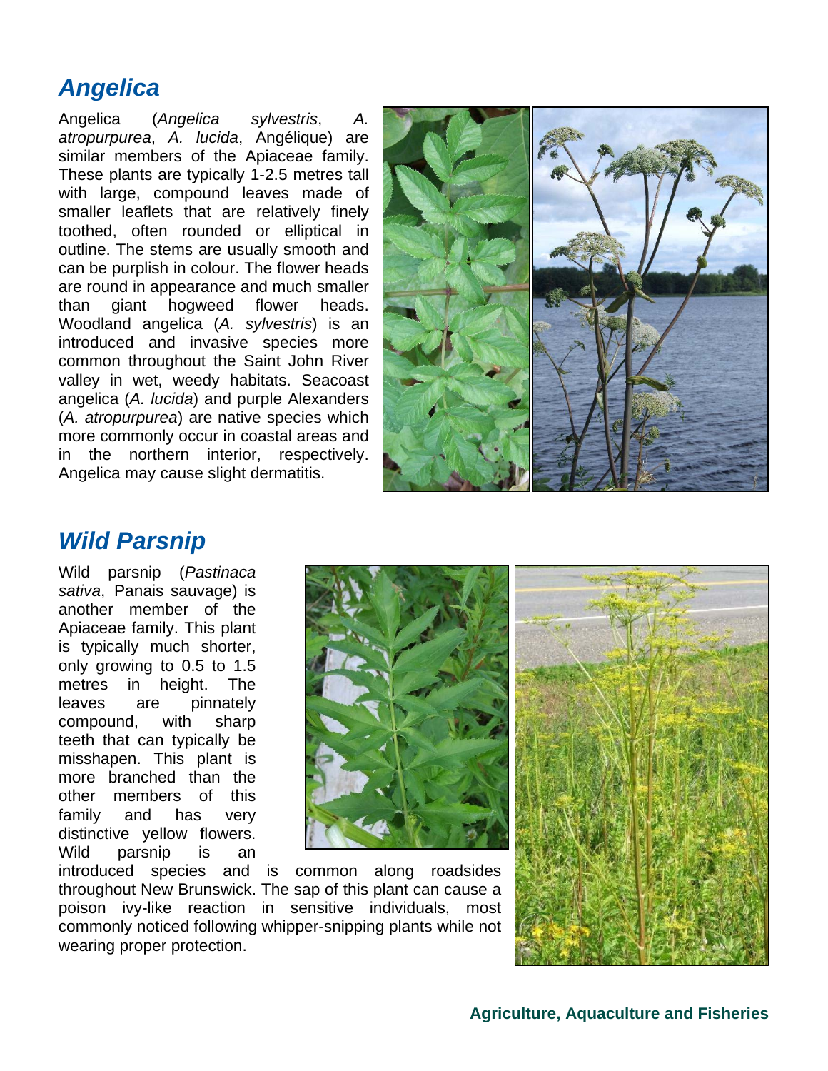## *Angelica*

Angelica (*Angelica sylvestris*, *A. atropurpurea*, *A. lucida*, Angélique) are similar members of the Apiaceae family. These plants are typically 1-2.5 metres tall with large, compound leaves made of smaller leaflets that are relatively finely toothed, often rounded or elliptical in outline. The stems are usually smooth and can be purplish in colour. The flower heads are round in appearance and much smaller than giant hogweed flower heads. Woodland angelica (*A. sylvestris*) is an introduced and invasive species more common throughout the Saint John River valley in wet, weedy habitats. Seacoast angelica (*A. lucida*) and purple Alexanders (*A. atropurpurea*) are native species which more commonly occur in coastal areas and in the northern interior, respectively. Angelica may cause slight dermatitis.

## *Wild Parsnip*

Wild parsnip (*Pastinaca sativa*, Panais sauvage) is another member of the Apiaceae family. This plant is typically much shorter, only growing to 0.5 to 1.5 metres in height. The leaves are pinnately compound, with sharp teeth that can typically be misshapen. This plant is more branched than the other members of this family and has very distinctive yellow flowers. Wild parsnip is an introduced species and is common along roadsides throughout New Brunswick. The sap of this plant can cause a poison ivy-like reaction in sensitive individuals, most commonly noticed following whipper-snipping plants while not wearing proper protection.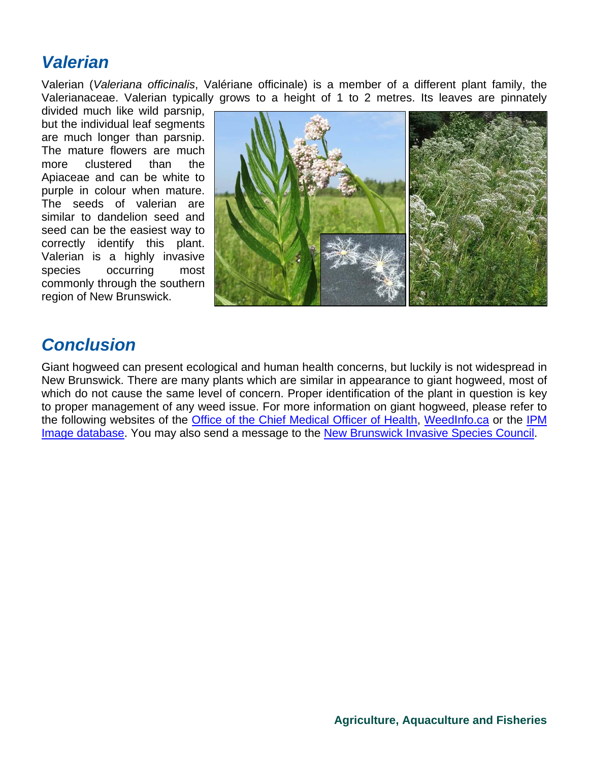## *Valerian*

Valerian (*Valeriana officinalis*, Valériane officinale) is a member of a different plant family, the Valerianaceae. Valerian typically grows to a height of 1 to 2 metres. Its leaves are pinnately divided much like wild parsnip, but the individual leaf segments are much longer than parsnip. The mature flowers are much more clustered than the Apiaceae and can be white to purple in colour when mature. The seeds of valerian are similar to dandelion seed and seed can be the easiest way to correctly identify this plant. Valerian is a highly invasive species occurring most commonly through the southern region of New Brunswick.

## *Conclusion*

Giant hogweed can present ecological and human health concerns, but luckily is not widespread in New Brunswick. There are many plants which are similar in appearance to giant hogweed, most of which do not cause the same level of concern. Proper identification of the plant in question is key to proper management of any weed issue. For more information on giant hogweed, please refer to the following websites of the Office of the Chief Medical Officer of Health, WeedInfo.ca or the IPM Image database. You may also send a message to the New Brunswick Invasive Species Council.

**Agriculture, Aquaculture and Fisheries**